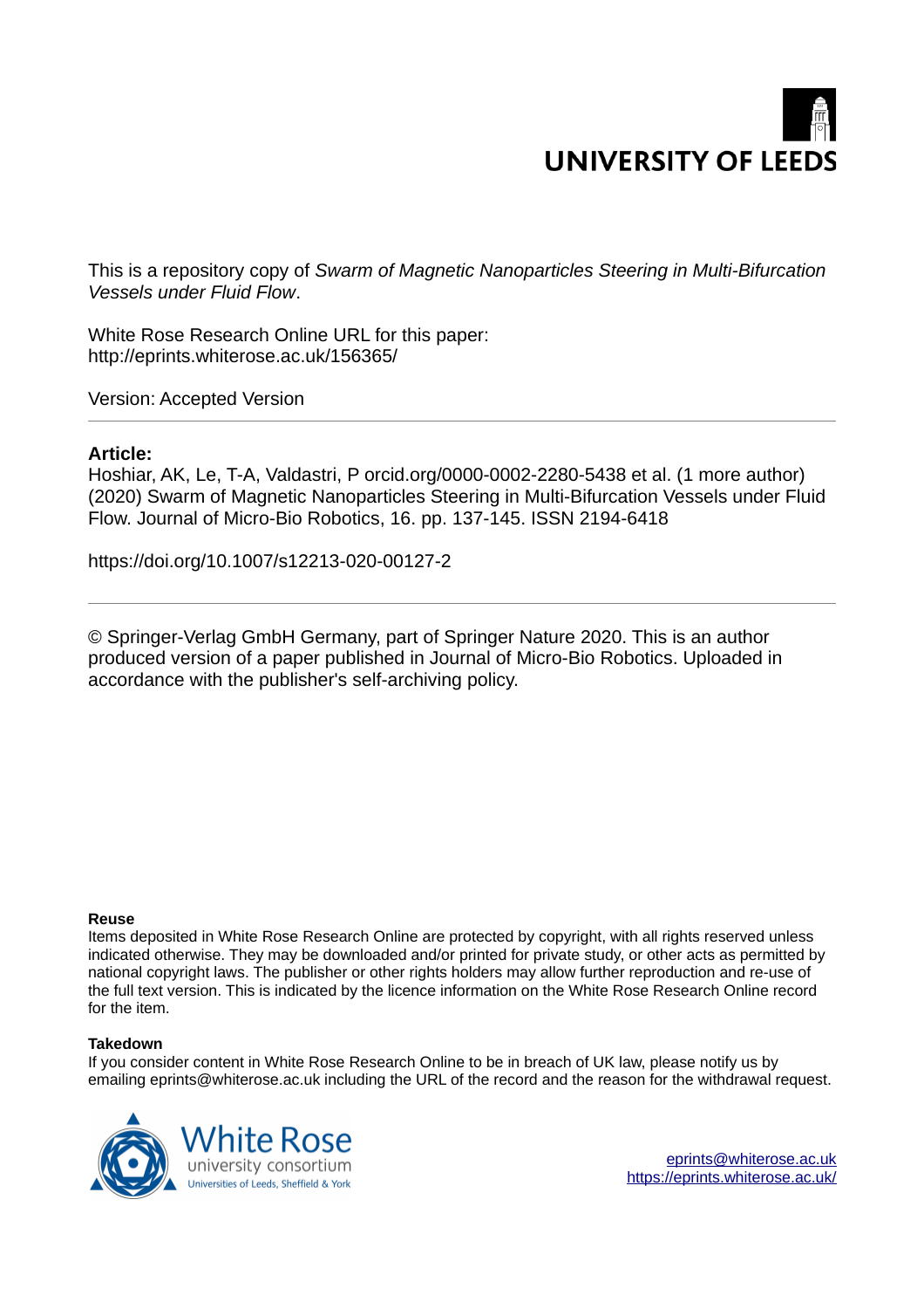UNIVERSITY OF LEEDS

This is a repository copy of *Swarm of Magnetic Nanoparticles Steering in Multi-Bifurcation Vessels under Fluid Flow*.

White Rose Research Online URL for this paper:
http://eprints.whiterose.ac.uk/156365/

Version: Accepted Version

---

**Article:**

Hoshiar, AK, Le, T-A, Valdastri, P orcid.org/0000-0002-2280-5438 et al. (1 more author) (2020) Swarm of Magnetic Nanoparticles Steering in Multi-Bifurcation Vessels under Fluid Flow. Journal of Micro-Bio Robotics, 16. pp. 137-145. ISSN 2194-6418

https://doi.org/10.1007/s12213-020-00127-2

---

© Springer-Verlag GmbH Germany, part of Springer Nature 2020. This is an author produced version of a paper published in Journal of Micro-Bio Robotics. Uploaded in accordance with the publisher's self-archiving policy.

**Reuse**

Items deposited in White Rose Research Online are protected by copyright, with all rights reserved unless indicated otherwise. They may be downloaded and/or printed for private study, or other acts as permitted by national copyright laws. The publisher or other rights holders may allow further reproduction and re-use of the full text version. This is indicated by the licence information on the White Rose Research Online record for the item.

**Takedown**

If you consider content in White Rose Research Online to be in breach of UK law, please notify us by emailing eprints@whiterose.ac.uk including the URL of the record and the reason for the withdrawal request.

White Rose university consortium
Universities of Leeds, Sheffield & York

eprints@whiterose.ac.uk
https://eprints.whiterose.ac.uk/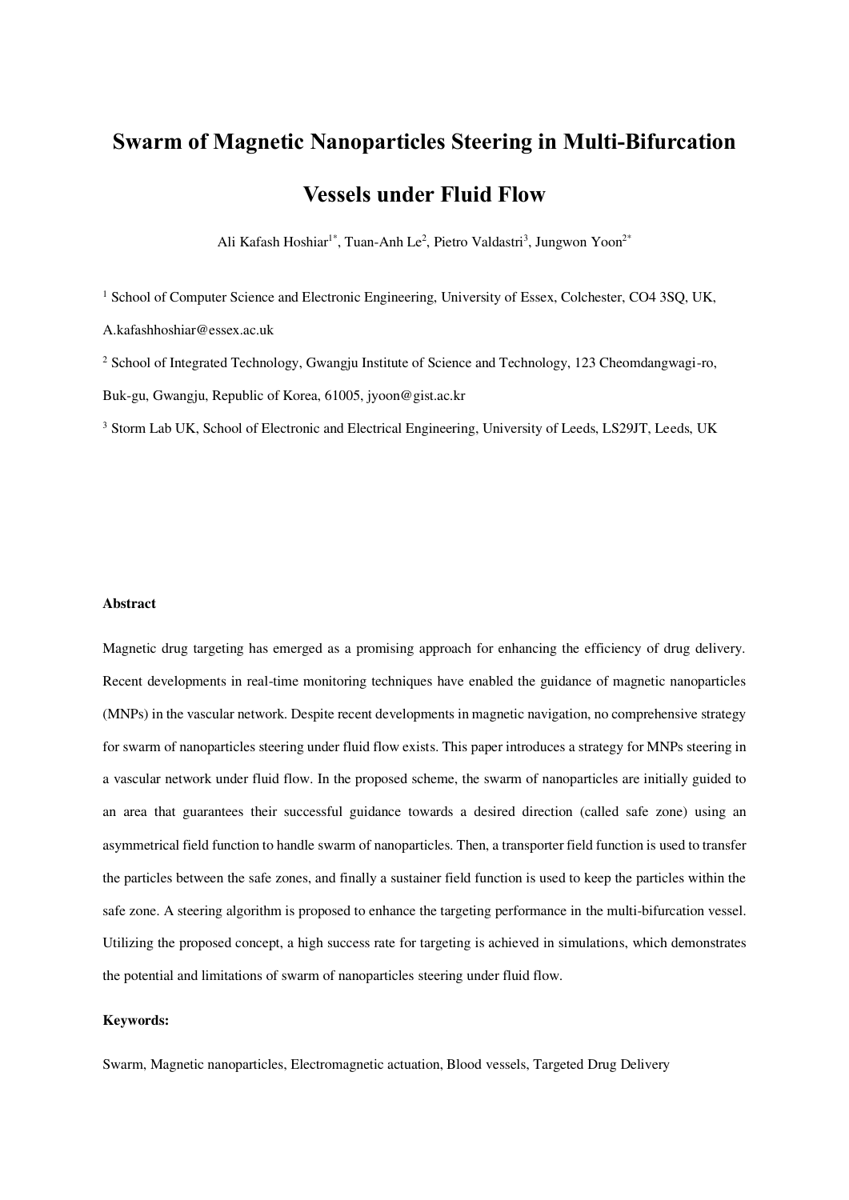# Swarm of Magnetic Nanoparticles Steering in Multi-Bifurcation Vessels under Fluid Flow

Ali Kafash Hoshiar[1*], Tuan-Anh Le[2], Pietro Valdastri[3], Jungwon Yoon[2*]

[1] School of Computer Science and Electronic Engineering, University of Essex, Colchester, CO4 3SQ, UK, A.kafashhoshiar@essex.ac.uk

[2] School of Integrated Technology, Gwangju Institute of Science and Technology, 123 Cheomdangwagi-ro, Buk-gu, Gwangju, Republic of Korea, 61005, jyoon@gist.ac.kr

[3] Storm Lab UK, School of Electronic and Electrical Engineering, University of Leeds, LS29JT, Leeds, UK

**Abstract**

Magnetic drug targeting has emerged as a promising approach for enhancing the efficiency of drug delivery. Recent developments in real-time monitoring techniques have enabled the guidance of magnetic nanoparticles (MNPs) in the vascular network. Despite recent developments in magnetic navigation, no comprehensive strategy for swarm of nanoparticles steering under fluid flow exists. This paper introduces a strategy for MNPs steering in a vascular network under fluid flow. In the proposed scheme, the swarm of nanoparticles are initially guided to an area that guarantees their successful guidance towards a desired direction (called safe zone) using an asymmetrical field function to handle swarm of nanoparticles. Then, a transporter field function is used to transfer the particles between the safe zones, and finally a sustainer field function is used to keep the particles within the safe zone. A steering algorithm is proposed to enhance the targeting performance in the multi-bifurcation vessel. Utilizing the proposed concept, a high success rate for targeting is achieved in simulations, which demonstrates the potential and limitations of swarm of nanoparticles steering under fluid flow.

**Keywords:**

Swarm, Magnetic nanoparticles, Electromagnetic actuation, Blood vessels, Targeted Drug Delivery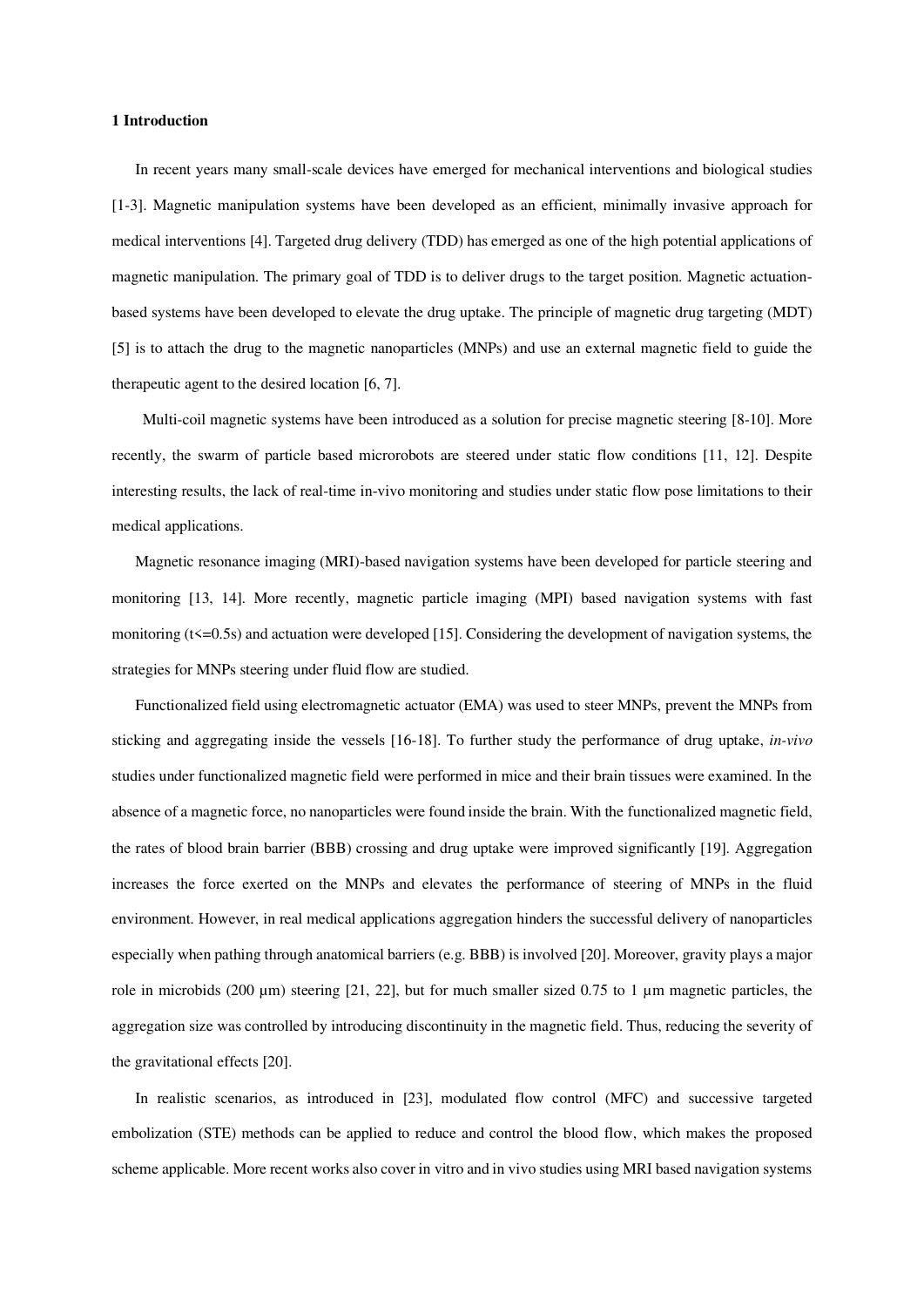## 1 Introduction

In recent years many small-scale devices have emerged for mechanical interventions and biological studies [1-3]. Magnetic manipulation systems have been developed as an efficient, minimally invasive approach for medical interventions [4]. Targeted drug delivery (TDD) has emerged as one of the high potential applications of magnetic manipulation. The primary goal of TDD is to deliver drugs to the target position. Magnetic actuation-based systems have been developed to elevate the drug uptake. The principle of magnetic drug targeting (MDT) [5] is to attach the drug to the magnetic nanoparticles (MNPs) and use an external magnetic field to guide the therapeutic agent to the desired location [6, 7].

Multi-coil magnetic systems have been introduced as a solution for precise magnetic steering [8-10]. More recently, the swarm of particle based microrobots are steered under static flow conditions [11, 12]. Despite interesting results, the lack of real-time in-vivo monitoring and studies under static flow pose limitations to their medical applications.

Magnetic resonance imaging (MRI)-based navigation systems have been developed for particle steering and monitoring [13, 14]. More recently, magnetic particle imaging (MPI) based navigation systems with fast monitoring ($t<=0.5s$) and actuation were developed [15]. Considering the development of navigation systems, the strategies for MNPs steering under fluid flow are studied.

Functionalized field using electromagnetic actuator (EMA) was used to steer MNPs, prevent the MNPs from sticking and aggregating inside the vessels [16-18]. To further study the performance of drug uptake, *in-vivo* studies under functionalized magnetic field were performed in mice and their brain tissues were examined. In the absence of a magnetic force, no nanoparticles were found inside the brain. With the functionalized magnetic field, the rates of blood brain barrier (BBB) crossing and drug uptake were improved significantly [19]. Aggregation increases the force exerted on the MNPs and elevates the performance of steering of MNPs in the fluid environment. However, in real medical applications aggregation hinders the successful delivery of nanoparticles especially when pathing through anatomical barriers (e.g. BBB) is involved [20]. Moreover, gravity plays a major role in microbids (200 μm) steering [21, 22], but for much smaller sized 0.75 to 1 μm magnetic particles, the aggregation size was controlled by introducing discontinuity in the magnetic field. Thus, reducing the severity of the gravitational effects [20].

In realistic scenarios, as introduced in [23], modulated flow control (MFC) and successive targeted embolization (STE) methods can be applied to reduce and control the blood flow, which makes the proposed scheme applicable. More recent works also cover in vitro and in vivo studies using MRI based navigation systems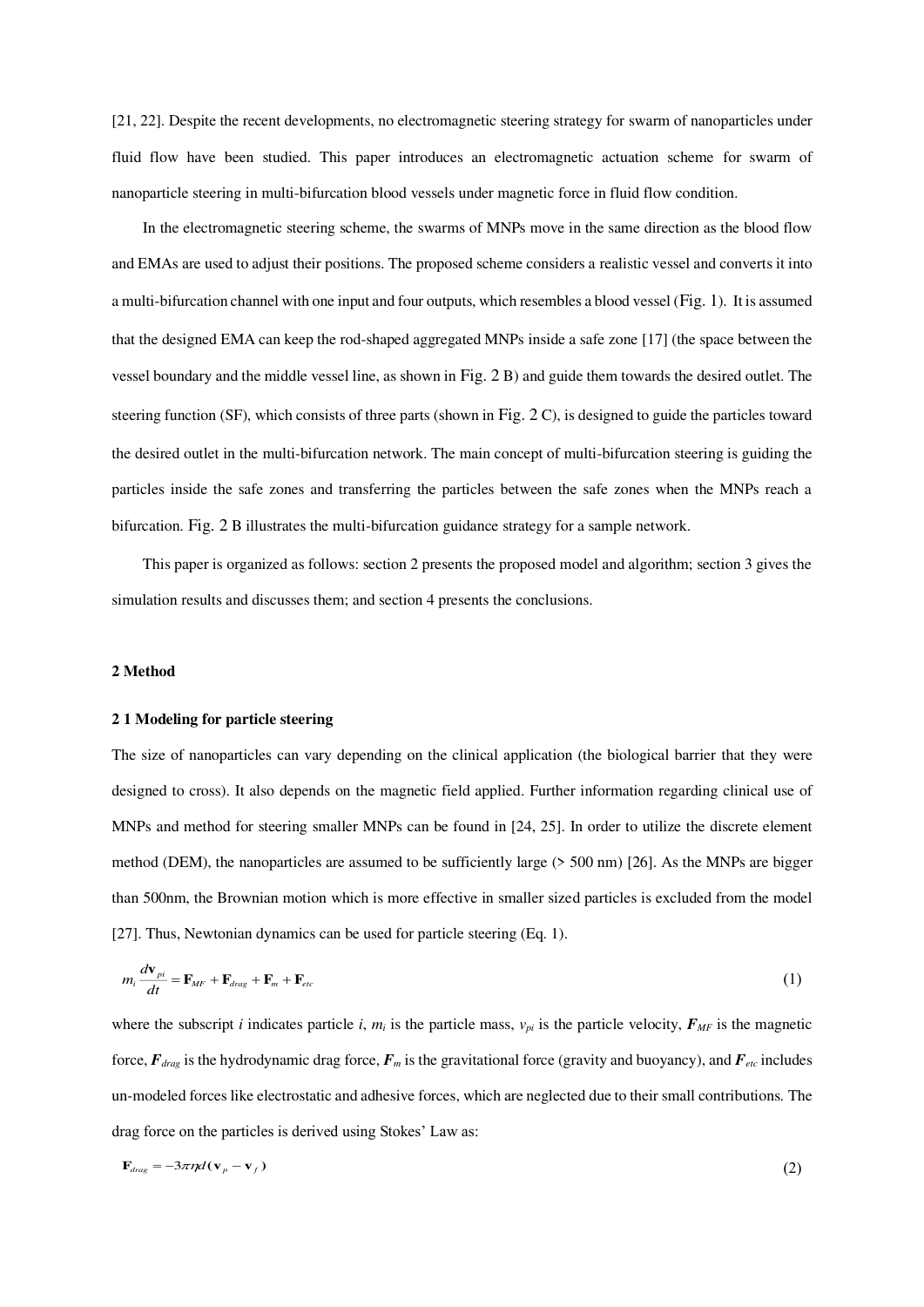[21, 22]. Despite the recent developments, no electromagnetic steering strategy for swarm of nanoparticles under fluid flow have been studied. This paper introduces an electromagnetic actuation scheme for swarm of nanoparticle steering in multi-bifurcation blood vessels under magnetic force in fluid flow condition.

In the electromagnetic steering scheme, the swarms of MNPs move in the same direction as the blood flow and EMAs are used to adjust their positions. The proposed scheme considers a realistic vessel and converts it into a multi-bifurcation channel with one input and four outputs, which resembles a blood vessel (Fig. 1). It is assumed that the designed EMA can keep the rod-shaped aggregated MNPs inside a safe zone [17] (the space between the vessel boundary and the middle vessel line, as shown in Fig. 2 B) and guide them towards the desired outlet. The steering function (SF), which consists of three parts (shown in Fig. 2 C), is designed to guide the particles toward the desired outlet in the multi-bifurcation network. The main concept of multi-bifurcation steering is guiding the particles inside the safe zones and transferring the particles between the safe zones when the MNPs reach a bifurcation. Fig. 2 B illustrates the multi-bifurcation guidance strategy for a sample network.

This paper is organized as follows: section 2 presents the proposed model and algorithm; section 3 gives the simulation results and discusses them; and section 4 presents the conclusions.

## 2 Method

### 2 1 Modeling for particle steering

The size of nanoparticles can vary depending on the clinical application (the biological barrier that they were designed to cross). It also depends on the magnetic field applied. Further information regarding clinical use of MNPs and method for steering smaller MNPs can be found in [24, 25]. In order to utilize the discrete element method (DEM), the nanoparticles are assumed to be sufficiently large (> 500 nm) [26]. As the MNPs are bigger than 500nm, the Brownian motion which is more effective in smaller sized particles is excluded from the model [27]. Thus, Newtonian dynamics can be used for particle steering (Eq. 1).

$$m_i \frac{d\mathbf{v}_{pi}}{dt} = \mathbf{F}_{MF} + \mathbf{F}_{drag} + \mathbf{F}_m + \mathbf{F}_{etc} \tag{1}$$

where the subscript $i$ indicates particle $i$, $m_i$ is the particle mass, $v_{pi}$ is the particle velocity, $\boldsymbol{F}_{MF}$ is the magnetic force, $\boldsymbol{F}_{drag}$ is the hydrodynamic drag force, $\boldsymbol{F}_m$ is the gravitational force (gravity and buoyancy), and $\boldsymbol{F}_{etc}$ includes un-modeled forces like electrostatic and adhesive forces, which are neglected due to their small contributions. The drag force on the particles is derived using Stokes' Law as:

$$\mathbf{F}_{drag} = -3\pi\eta d(\mathbf{v}_p - \mathbf{v}_f) \tag{2}$$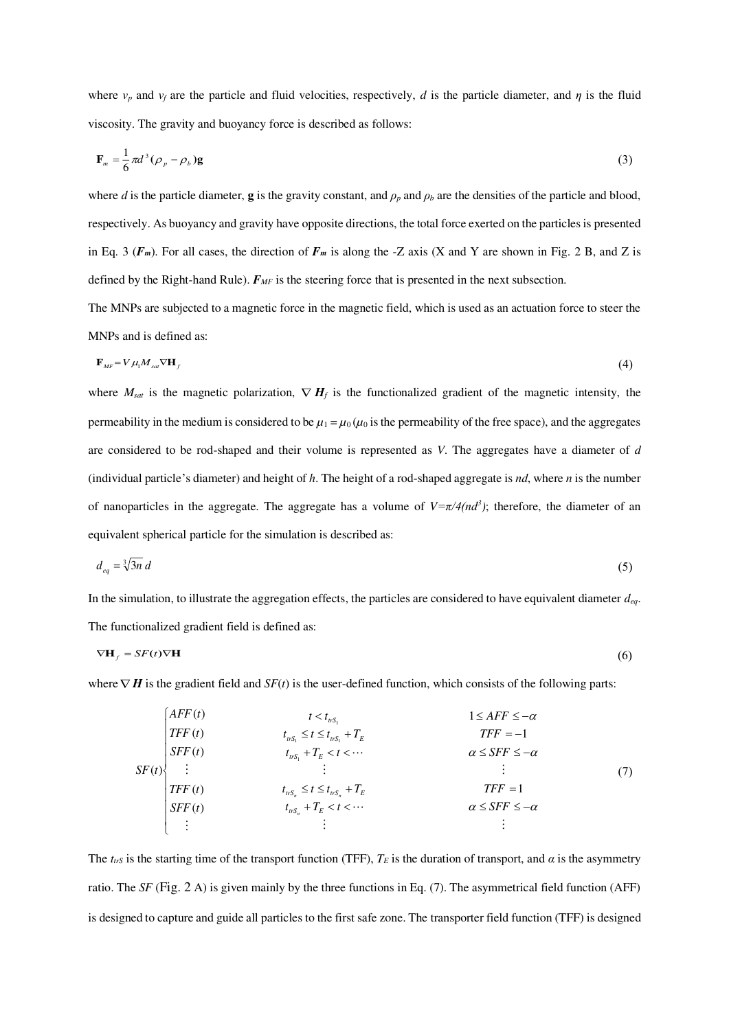where $v_p$ and $v_f$ are the particle and fluid velocities, respectively, $d$ is the particle diameter, and $\eta$ is the fluid viscosity. The gravity and buoyancy force is described as follows:

$$\mathbf{F}_m = \frac{1}{6}\pi d^3(\rho_p - \rho_b)\mathbf{g} \tag{3}$$

where $d$ is the particle diameter, $\mathbf{g}$ is the gravity constant, and $\rho_p$ and $\rho_b$ are the densities of the particle and blood, respectively. As buoyancy and gravity have opposite directions, the total force exerted on the particles is presented in Eq. 3 ($\boldsymbol{F_m}$). For all cases, the direction of $\boldsymbol{F_m}$ is along the -Z axis (X and Y are shown in Fig. 2 B, and Z is defined by the Right-hand Rule). $\boldsymbol{F_{MF}}$ is the steering force that is presented in the next subsection.

The MNPs are subjected to a magnetic force in the magnetic field, which is used as an actuation force to steer the MNPs and is defined as:

$$\mathbf{F}_{MF} = V\mu_1 M_{sat}\nabla\mathbf{H}_f \tag{4}$$

where $M_{sat}$ is the magnetic polarization, $\nabla \boldsymbol{H}_f$ is the functionalized gradient of the magnetic intensity, the permeability in the medium is considered to be $\mu_1 = \mu_0$ ($\mu_0$ is the permeability of the free space), and the aggregates are considered to be rod-shaped and their volume is represented as $V$. The aggregates have a diameter of $d$ (individual particle's diameter) and height of $h$. The height of a rod-shaped aggregate is $nd$, where $n$ is the number of nanoparticles in the aggregate. The aggregate has a volume of $V=\pi/4(nd^3)$; therefore, the diameter of an equivalent spherical particle for the simulation is described as:

$$d_{eq} = \sqrt[3]{3n}\, d \tag{5}$$

In the simulation, to illustrate the aggregation effects, the particles are considered to have equivalent diameter $d_{eq}$. The functionalized gradient field is defined as:

$$\nabla\mathbf{H}_f = SF(t)\nabla\mathbf{H} \tag{6}$$

where $\nabla \boldsymbol{H}$ is the gradient field and $SF(t)$ is the user-defined function, which consists of the following parts:

$$SF(t)\begin{cases} AFF(t) & t < t_{trS_1} & 1 \le AFF \le -\alpha \\ TFF(t) & t_{trS_1} \le t \le t_{trS_1} + T_E & TFF = -1 \\ SFF(t) & t_{trS_1} + T_E < t < \cdots & \alpha \le SFF \le -\alpha \\ \vdots & \vdots & \vdots \\ TFF(t) & t_{trS_n} \le t \le t_{trS_n} + T_E & TFF = 1 \\ SFF(t) & t_{trS_n} + T_E < t < \cdots & \alpha \le SFF \le -\alpha \\ \vdots & \vdots & \vdots \end{cases} \tag{7}$$

The $t_{trS}$ is the starting time of the transport function (TFF), $T_E$ is the duration of transport, and $\alpha$ is the asymmetry ratio. The $SF$ (Fig. 2 A) is given mainly by the three functions in Eq. (7). The asymmetrical field function (AFF) is designed to capture and guide all particles to the first safe zone. The transporter field function (TFF) is designed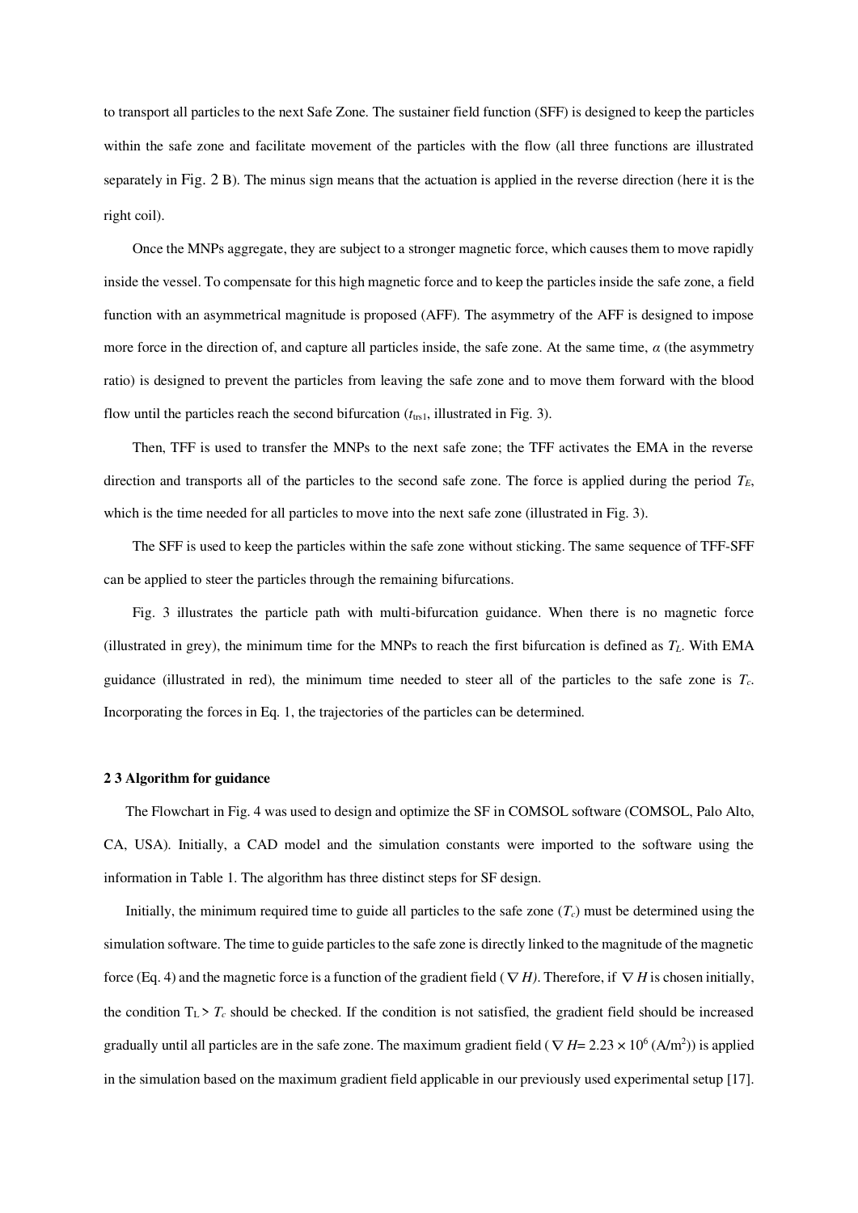to transport all particles to the next Safe Zone. The sustainer field function (SFF) is designed to keep the particles within the safe zone and facilitate movement of the particles with the flow (all three functions are illustrated separately in Fig. 2 B). The minus sign means that the actuation is applied in the reverse direction (here it is the right coil).

Once the MNPs aggregate, they are subject to a stronger magnetic force, which causes them to move rapidly inside the vessel. To compensate for this high magnetic force and to keep the particles inside the safe zone, a field function with an asymmetrical magnitude is proposed (AFF). The asymmetry of the AFF is designed to impose more force in the direction of, and capture all particles inside, the safe zone. At the same time, $\alpha$ (the asymmetry ratio) is designed to prevent the particles from leaving the safe zone and to move them forward with the blood flow until the particles reach the second bifurcation ($t_{trs1}$, illustrated in Fig. 3).

Then, TFF is used to transfer the MNPs to the next safe zone; the TFF activates the EMA in the reverse direction and transports all of the particles to the second safe zone. The force is applied during the period $T_E$, which is the time needed for all particles to move into the next safe zone (illustrated in Fig. 3).

The SFF is used to keep the particles within the safe zone without sticking. The same sequence of TFF-SFF can be applied to steer the particles through the remaining bifurcations.

Fig. 3 illustrates the particle path with multi-bifurcation guidance. When there is no magnetic force (illustrated in grey), the minimum time for the MNPs to reach the first bifurcation is defined as $T_L$. With EMA guidance (illustrated in red), the minimum time needed to steer all of the particles to the safe zone is $T_c$. Incorporating the forces in Eq. 1, the trajectories of the particles can be determined.

### 2 3 Algorithm for guidance

The Flowchart in Fig. 4 was used to design and optimize the SF in COMSOL software (COMSOL, Palo Alto, CA, USA). Initially, a CAD model and the simulation constants were imported to the software using the information in Table 1. The algorithm has three distinct steps for SF design.

Initially, the minimum required time to guide all particles to the safe zone ($T_c$) must be determined using the simulation software. The time to guide particles to the safe zone is directly linked to the magnitude of the magnetic force (Eq. 4) and the magnetic force is a function of the gradient field ($\nabla H$). Therefore, if $\nabla H$ is chosen initially, the condition $T_L > T_c$ should be checked. If the condition is not satisfied, the gradient field should be increased gradually until all particles are in the safe zone. The maximum gradient field ($\nabla H = 2.23 \times 10^6$ (A/m$^2$)) is applied in the simulation based on the maximum gradient field applicable in our previously used experimental setup [17].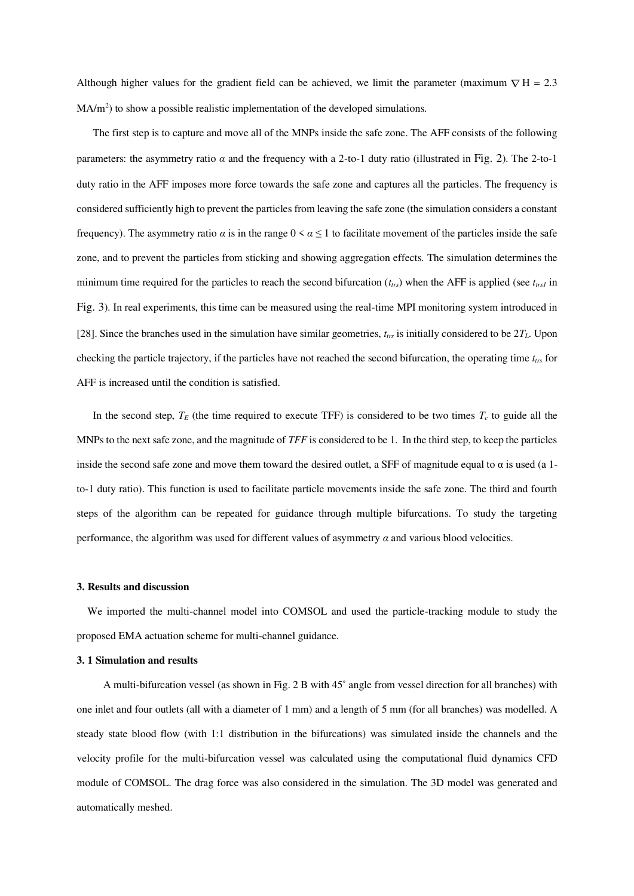Although higher values for the gradient field can be achieved, we limit the parameter (maximum $\nabla$ H = 2.3 MA/m$^2$) to show a possible realistic implementation of the developed simulations.

The first step is to capture and move all of the MNPs inside the safe zone. The AFF consists of the following parameters: the asymmetry ratio $\alpha$ and the frequency with a 2-to-1 duty ratio (illustrated in Fig. 2). The 2-to-1 duty ratio in the AFF imposes more force towards the safe zone and captures all the particles. The frequency is considered sufficiently high to prevent the particles from leaving the safe zone (the simulation considers a constant frequency). The asymmetry ratio $\alpha$ is in the range $0 < \alpha \leq 1$ to facilitate movement of the particles inside the safe zone, and to prevent the particles from sticking and showing aggregation effects. The simulation determines the minimum time required for the particles to reach the second bifurcation ($t_{trs}$) when the AFF is applied (see $t_{trs1}$ in Fig. 3). In real experiments, this time can be measured using the real-time MPI monitoring system introduced in [28]. Since the branches used in the simulation have similar geometries, $t_{trs}$ is initially considered to be $2T_L$. Upon checking the particle trajectory, if the particles have not reached the second bifurcation, the operating time $t_{trs}$ for AFF is increased until the condition is satisfied.

In the second step, $T_E$ (the time required to execute TFF) is considered to be two times $T_c$ to guide all the MNPs to the next safe zone, and the magnitude of *TFF* is considered to be 1. In the third step, to keep the particles inside the second safe zone and move them toward the desired outlet, a SFF of magnitude equal to α is used (a 1-to-1 duty ratio). This function is used to facilitate particle movements inside the safe zone. The third and fourth steps of the algorithm can be repeated for guidance through multiple bifurcations. To study the targeting performance, the algorithm was used for different values of asymmetry $\alpha$ and various blood velocities.

## 3. Results and discussion

We imported the multi-channel model into COMSOL and used the particle-tracking module to study the proposed EMA actuation scheme for multi-channel guidance.

### 3. 1 Simulation and results

A multi-bifurcation vessel (as shown in Fig. 2 B with 45° angle from vessel direction for all branches) with one inlet and four outlets (all with a diameter of 1 mm) and a length of 5 mm (for all branches) was modelled. A steady state blood flow (with 1:1 distribution in the bifurcations) was simulated inside the channels and the velocity profile for the multi-bifurcation vessel was calculated using the computational fluid dynamics CFD module of COMSOL. The drag force was also considered in the simulation. The 3D model was generated and automatically meshed.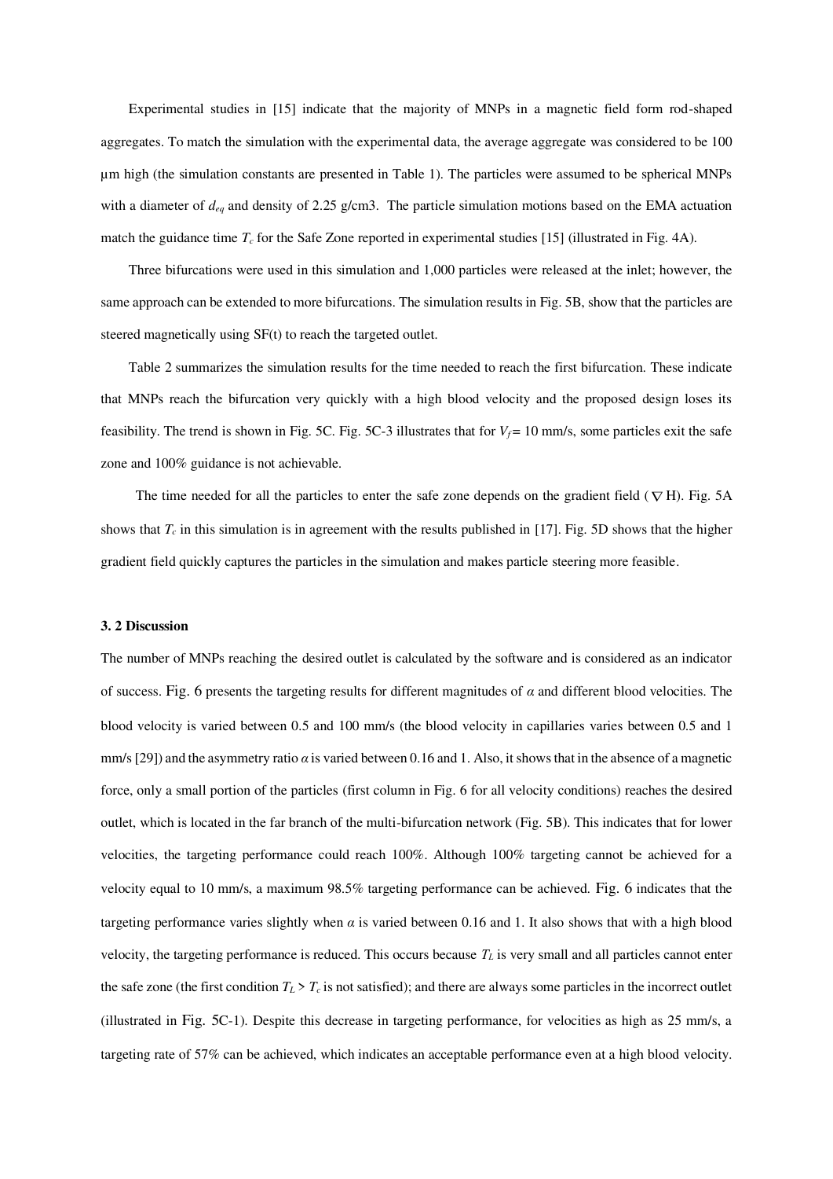Experimental studies in [15] indicate that the majority of MNPs in a magnetic field form rod-shaped aggregates. To match the simulation with the experimental data, the average aggregate was considered to be 100 µm high (the simulation constants are presented in Table 1). The particles were assumed to be spherical MNPs with a diameter of $d_{eq}$ and density of 2.25 g/cm3. The particle simulation motions based on the EMA actuation match the guidance time $T_c$ for the Safe Zone reported in experimental studies [15] (illustrated in Fig. 4A).

Three bifurcations were used in this simulation and 1,000 particles were released at the inlet; however, the same approach can be extended to more bifurcations. The simulation results in Fig. 5B, show that the particles are steered magnetically using SF(t) to reach the targeted outlet.

Table 2 summarizes the simulation results for the time needed to reach the first bifurcation. These indicate that MNPs reach the bifurcation very quickly with a high blood velocity and the proposed design loses its feasibility. The trend is shown in Fig. 5C. Fig. 5C-3 illustrates that for $V_f = 10$ mm/s, some particles exit the safe zone and 100% guidance is not achievable.

The time needed for all the particles to enter the safe zone depends on the gradient field ($\nabla$H). Fig. 5A shows that $T_c$ in this simulation is in agreement with the results published in [17]. Fig. 5D shows that the higher gradient field quickly captures the particles in the simulation and makes particle steering more feasible.

**3. 2 Discussion**

The number of MNPs reaching the desired outlet is calculated by the software and is considered as an indicator of success. Fig. 6 presents the targeting results for different magnitudes of $\alpha$ and different blood velocities. The blood velocity is varied between 0.5 and 100 mm/s (the blood velocity in capillaries varies between 0.5 and 1 mm/s [29]) and the asymmetry ratio $\alpha$ is varied between 0.16 and 1. Also, it shows that in the absence of a magnetic force, only a small portion of the particles (first column in Fig. 6 for all velocity conditions) reaches the desired outlet, which is located in the far branch of the multi-bifurcation network (Fig. 5B). This indicates that for lower velocities, the targeting performance could reach 100%. Although 100% targeting cannot be achieved for a velocity equal to 10 mm/s, a maximum 98.5% targeting performance can be achieved. Fig. 6 indicates that the targeting performance varies slightly when $\alpha$ is varied between 0.16 and 1. It also shows that with a high blood velocity, the targeting performance is reduced. This occurs because $T_L$ is very small and all particles cannot enter the safe zone (the first condition $T_L > T_c$ is not satisfied); and there are always some particles in the incorrect outlet (illustrated in Fig. 5C-1). Despite this decrease in targeting performance, for velocities as high as 25 mm/s, a targeting rate of 57% can be achieved, which indicates an acceptable performance even at a high blood velocity.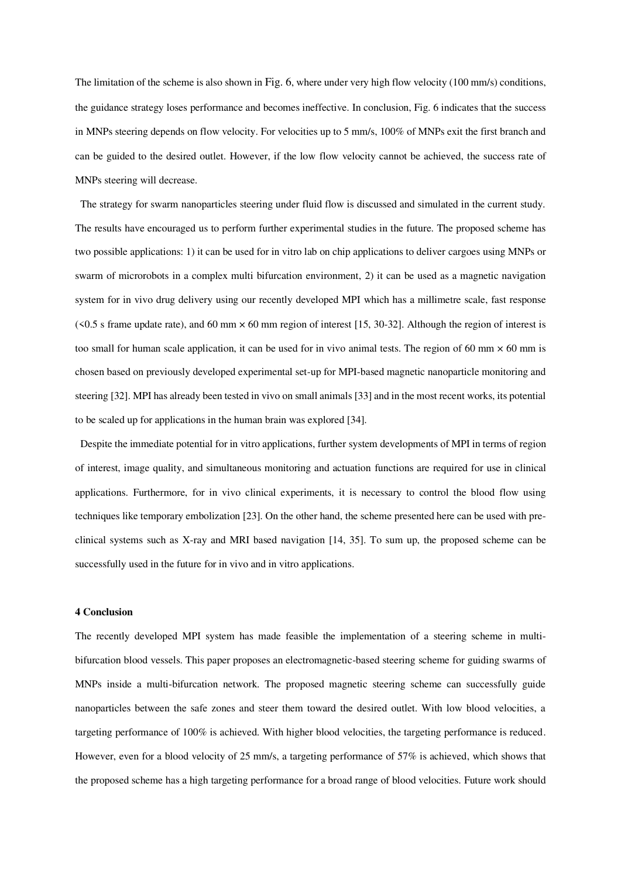The limitation of the scheme is also shown in Fig. 6, where under very high flow velocity (100 mm/s) conditions, the guidance strategy loses performance and becomes ineffective. In conclusion, Fig. 6 indicates that the success in MNPs steering depends on flow velocity. For velocities up to 5 mm/s, 100% of MNPs exit the first branch and can be guided to the desired outlet. However, if the low flow velocity cannot be achieved, the success rate of MNPs steering will decrease.

The strategy for swarm nanoparticles steering under fluid flow is discussed and simulated in the current study. The results have encouraged us to perform further experimental studies in the future. The proposed scheme has two possible applications: 1) it can be used for in vitro lab on chip applications to deliver cargoes using MNPs or swarm of microrobots in a complex multi bifurcation environment, 2) it can be used as a magnetic navigation system for in vivo drug delivery using our recently developed MPI which has a millimetre scale, fast response (<0.5 s frame update rate), and 60 mm × 60 mm region of interest [15, 30-32]. Although the region of interest is too small for human scale application, it can be used for in vivo animal tests. The region of 60 mm × 60 mm is chosen based on previously developed experimental set-up for MPI-based magnetic nanoparticle monitoring and steering [32]. MPI has already been tested in vivo on small animals [33] and in the most recent works, its potential to be scaled up for applications in the human brain was explored [34].

Despite the immediate potential for in vitro applications, further system developments of MPI in terms of region of interest, image quality, and simultaneous monitoring and actuation functions are required for use in clinical applications. Furthermore, for in vivo clinical experiments, it is necessary to control the blood flow using techniques like temporary embolization [23]. On the other hand, the scheme presented here can be used with pre-clinical systems such as X-ray and MRI based navigation [14, 35]. To sum up, the proposed scheme can be successfully used in the future for in vivo and in vitro applications.

## 4 Conclusion

The recently developed MPI system has made feasible the implementation of a steering scheme in multi-bifurcation blood vessels. This paper proposes an electromagnetic-based steering scheme for guiding swarms of MNPs inside a multi-bifurcation network. The proposed magnetic steering scheme can successfully guide nanoparticles between the safe zones and steer them toward the desired outlet. With low blood velocities, a targeting performance of 100% is achieved. With higher blood velocities, the targeting performance is reduced. However, even for a blood velocity of 25 mm/s, a targeting performance of 57% is achieved, which shows that the proposed scheme has a high targeting performance for a broad range of blood velocities. Future work should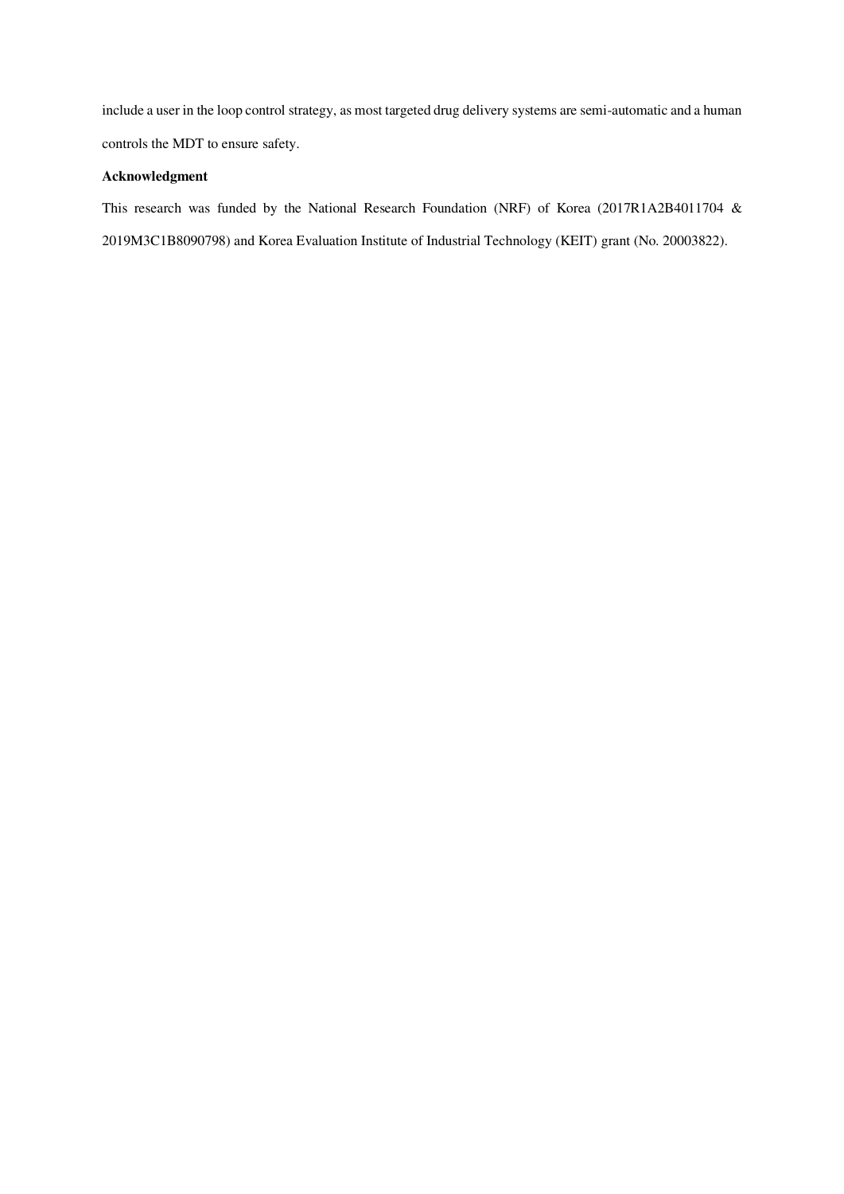include a user in the loop control strategy, as most targeted drug delivery systems are semi-automatic and a human controls the MDT to ensure safety.

**Acknowledgment**

This research was funded by the National Research Foundation (NRF) of Korea (2017R1A2B4011704 & 2019M3C1B8090798) and Korea Evaluation Institute of Industrial Technology (KEIT) grant (No. 20003822).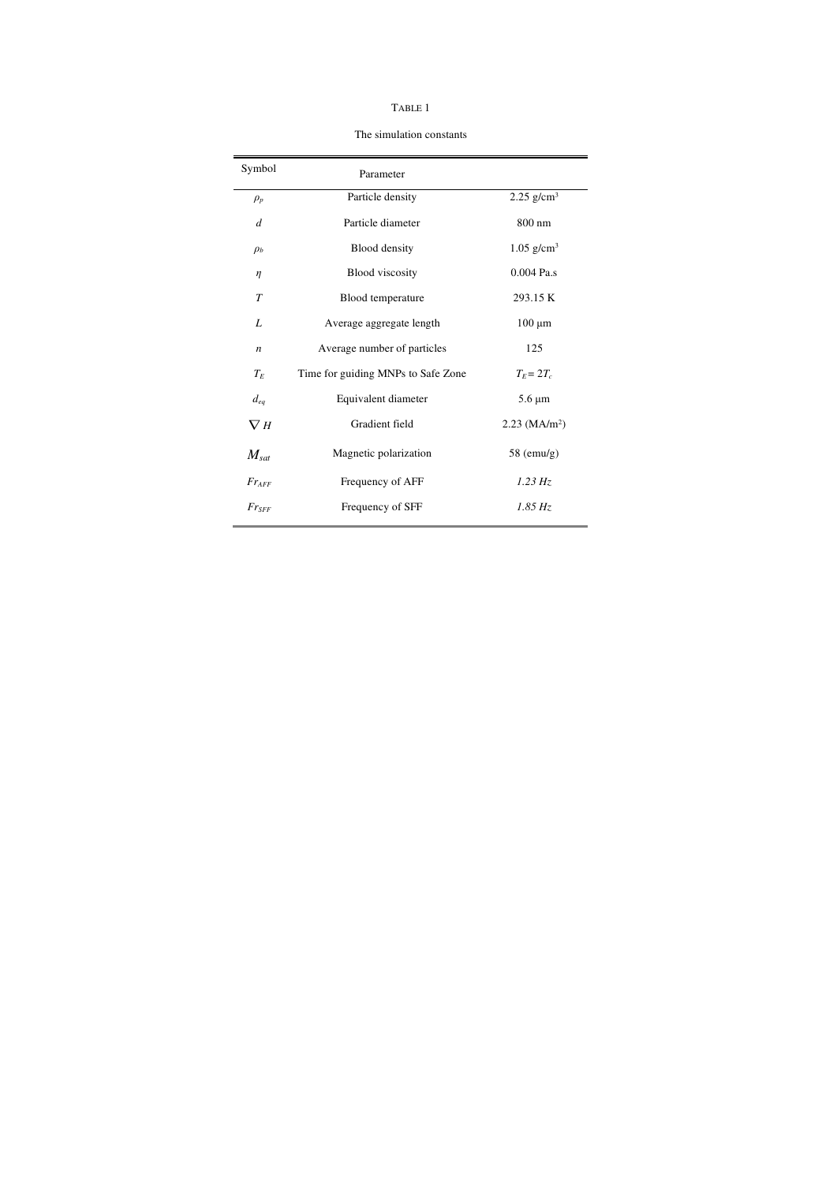TABLE I

The simulation constants

| Symbol | Parameter | |
|---|---|---|
| $\rho_p$ | Particle density | 2.25 g/cm$^3$ |
| $d$ | Particle diameter | 800 nm |
| $\rho_b$ | Blood density | 1.05 g/cm$^3$ |
| $\eta$ | Blood viscosity | 0.004 Pa.s |
| $T$ | Blood temperature | 293.15 K |
| $L$ | Average aggregate length | 100 µm |
| $n$ | Average number of particles | 125 |
| $T_E$ | Time for guiding MNPs to Safe Zone | $T_E = 2T_c$ |
| $d_{eq}$ | Equivalent diameter | 5.6 µm |
| $\nabla H$ | Gradient field | 2.23 (MA/m$^2$) |
| $M_{sat}$ | Magnetic polarization | 58 (emu/g) |
| $Fr_{AFF}$ | Frequency of AFF | *1.23 Hz* |
| $Fr_{SFF}$ | Frequency of SFF | *1.85 Hz* |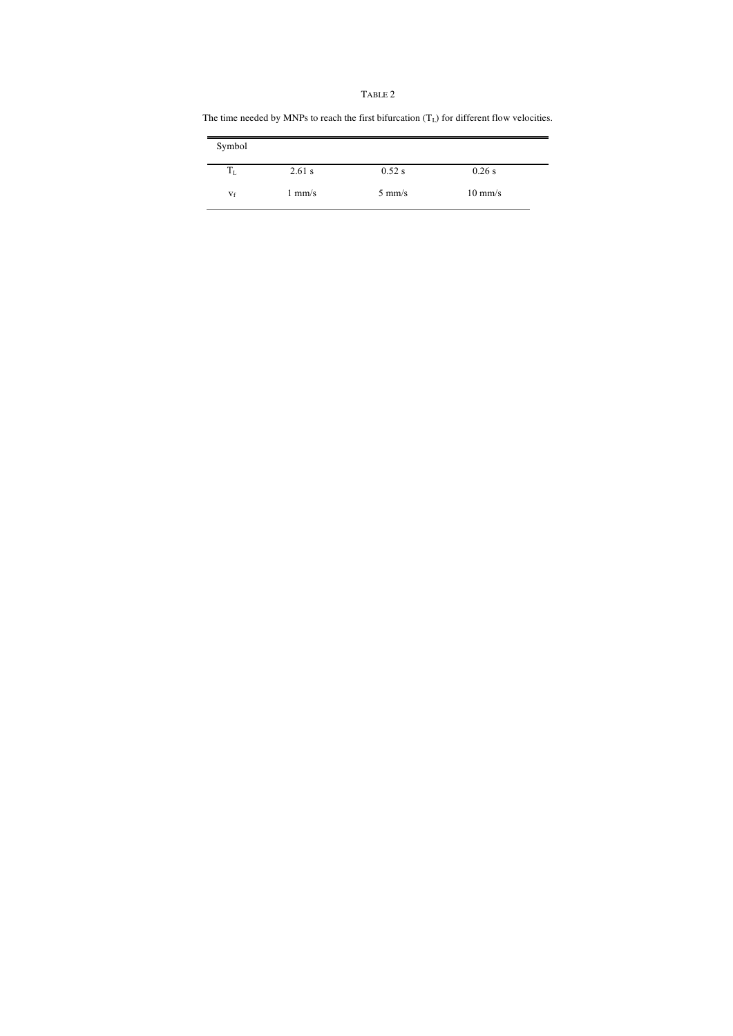TABLE 2

The time needed by MNPs to reach the first bifurcation ($T_L$) for different flow velocities.

| Symbol | | | |
|---|---|---|---|
| $T_L$ | 2.61 s | 0.52 s | 0.26 s |
| $v_f$ | 1 mm/s | 5 mm/s | 10 mm/s |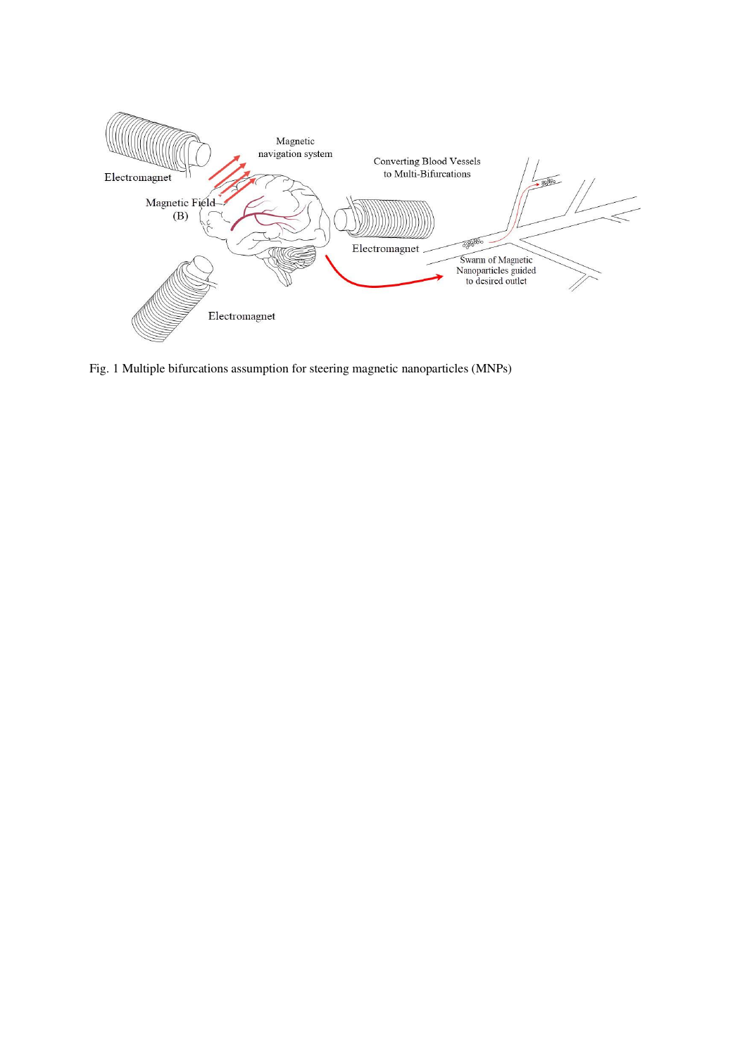Fig. 1 Multiple bifurcations assumption for steering magnetic nanoparticles (MNPs)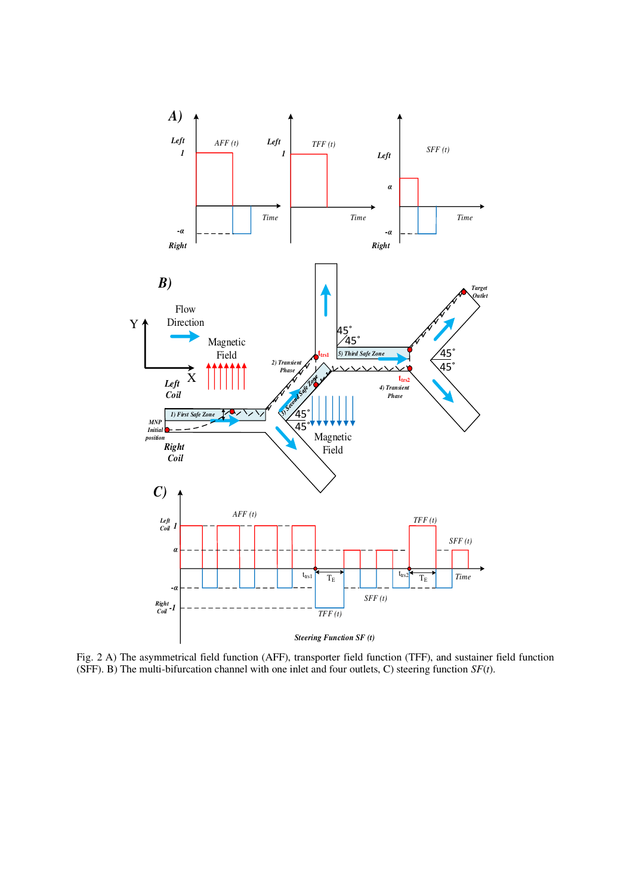Fig. 2 A) The asymmetrical field function (AFF), transporter field function (TFF), and sustainer field function (SFF). B) The multi-bifurcation channel with one inlet and four outlets, C) steering function *SF*(*t*).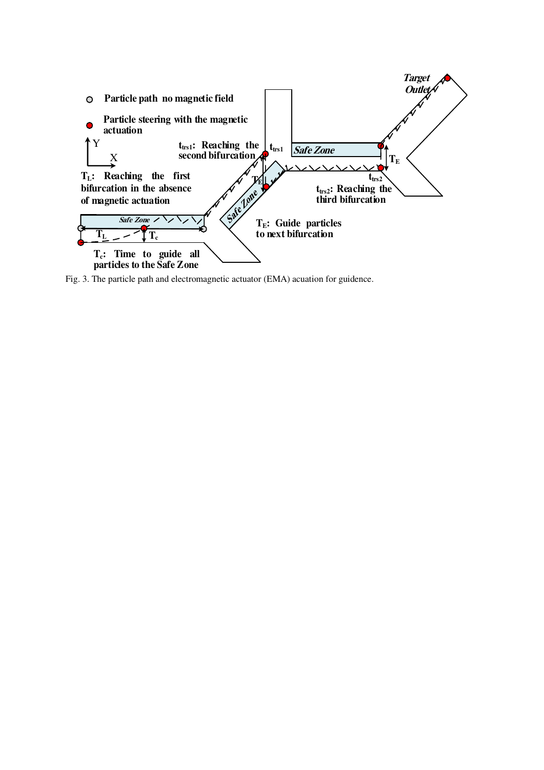Fig. 3. The particle path and electromagnetic actuator (EMA) acuation for guidence.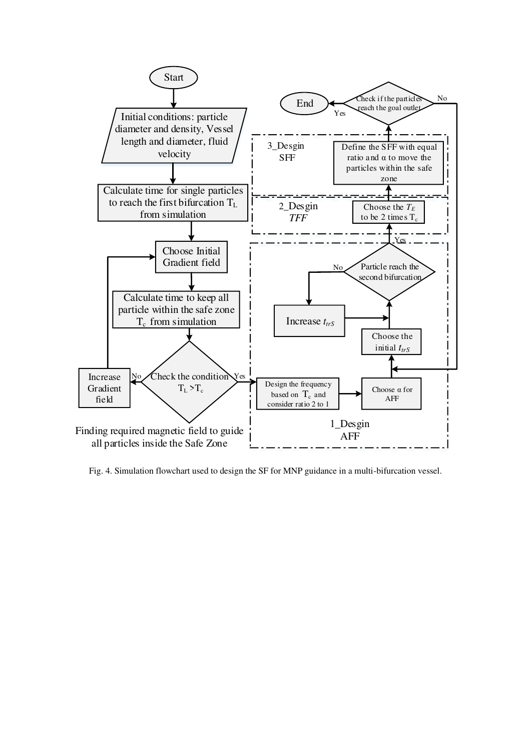Start

Initial conditions: particle diameter and density, Vessel length and diameter, fluid velocity

Calculate time for single particles to reach the first bifurcation $T_L$ from simulation

Choose Initial Gradient field

Calculate time to keep all particle within the safe zone $T_c$ from simulation

Check the condition $T_L > T_c$

No → Increase Gradient field

Yes → Design the frequency based on $T_c$ and consider ratio 2 to 1

Finding required magnetic field to guide all particles inside the Safe Zone

1_Desgin AFF

Choose α for AFF

Choose the initial $t_{trS}$

Particle reach the second bifurcation

No → Increase $t_{trS}$

Yes →

2_Desgin *TFF*

Choose the $T_E$ to be 2 times $T_c$

3_Desgin SFF

Define the SFF with equal ratio and α to move the particles within the safe zone

Check if the particles reach the goal outlet

No →

Yes → End

Fig. 4. Simulation flowchart used to design the SF for MNP guidance in a multi-bifurcation vessel.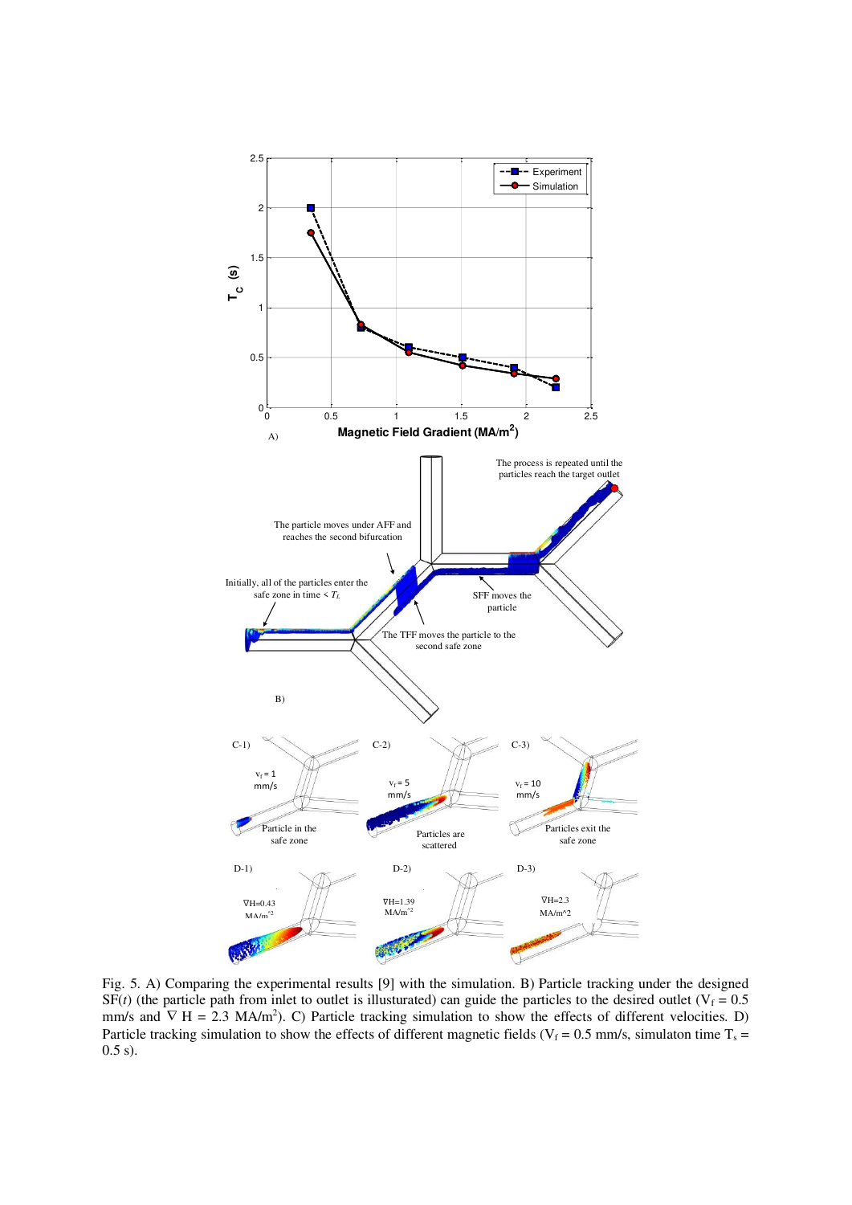Fig. 5. A) Comparing the experimental results [9] with the simulation. B) Particle tracking under the designed SF($t$) (the particle path from inlet to outlet is illusturated) can guide the particles to the desired outlet ($V_f$ = 0.5 mm/s and $\nabla$ H = 2.3 MA/m$^2$). C) Particle tracking simulation to show the effects of different velocities. D) Particle tracking simulation to show the effects of different magnetic fields ($V_f$ = 0.5 mm/s, simulaton time $T_s$ = 0.5 s).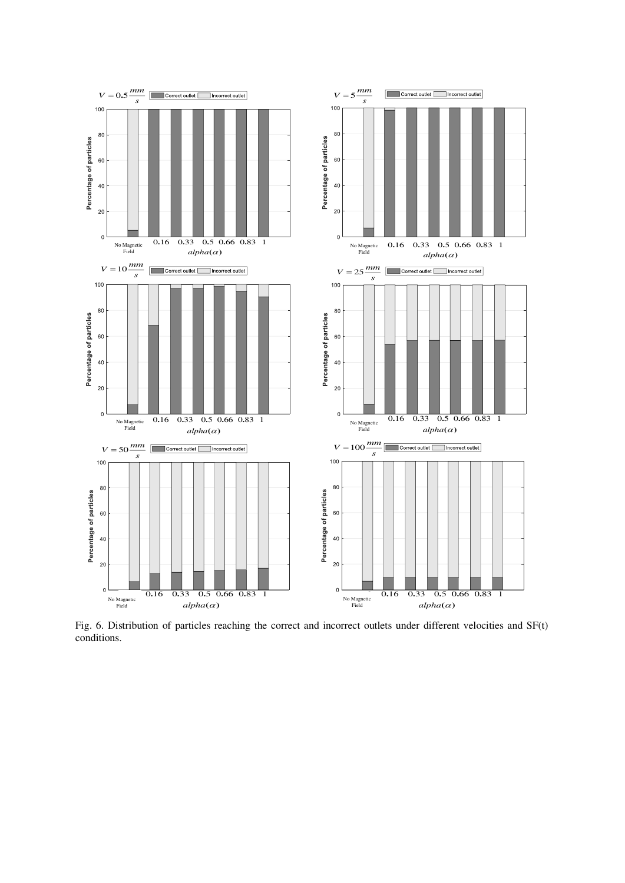Fig. 6. Distribution of particles reaching the correct and incorrect outlets under different velocities and SF(t) conditions.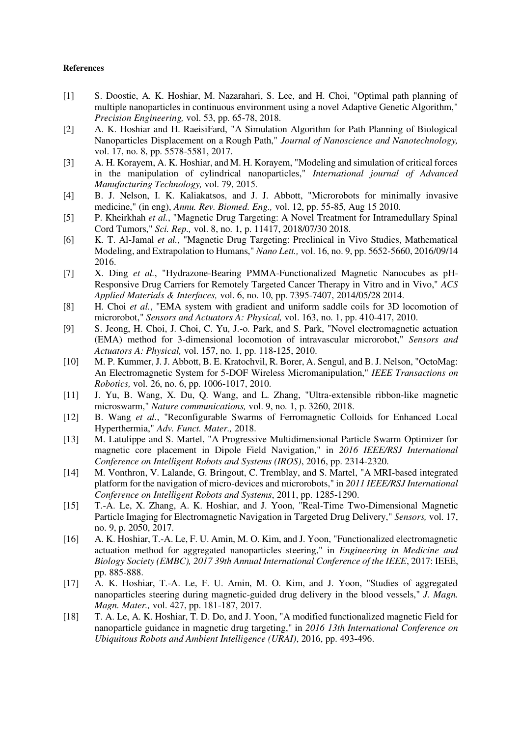**References**

[1] S. Doostie, A. K. Hoshiar, M. Nazarahari, S. Lee, and H. Choi, "Optimal path planning of multiple nanoparticles in continuous environment using a novel Adaptive Genetic Algorithm," *Precision Engineering,* vol. 53, pp. 65-78, 2018.

[2] A. K. Hoshiar and H. RaeisiFard, "A Simulation Algorithm for Path Planning of Biological Nanoparticles Displacement on a Rough Path," *Journal of Nanoscience and Nanotechnology,* vol. 17, no. 8, pp. 5578-5581, 2017.

[3] A. H. Korayem, A. K. Hoshiar, and M. H. Korayem, "Modeling and simulation of critical forces in the manipulation of cylindrical nanoparticles," *International journal of Advanced Manufacturing Technology,* vol. 79, 2015.

[4] B. J. Nelson, I. K. Kaliakatsos, and J. J. Abbott, "Microrobots for minimally invasive medicine," (in eng), *Annu. Rev. Biomed. Eng.,* vol. 12, pp. 55-85, Aug 15 2010.

[5] P. Kheirkhah *et al.*, "Magnetic Drug Targeting: A Novel Treatment for Intramedullary Spinal Cord Tumors," *Sci. Rep.,* vol. 8, no. 1, p. 11417, 2018/07/30 2018.

[6] K. T. Al-Jamal *et al.*, "Magnetic Drug Targeting: Preclinical in Vivo Studies, Mathematical Modeling, and Extrapolation to Humans," *Nano Lett.,* vol. 16, no. 9, pp. 5652-5660, 2016/09/14 2016.

[7] X. Ding *et al.*, "Hydrazone-Bearing PMMA-Functionalized Magnetic Nanocubes as pH-Responsive Drug Carriers for Remotely Targeted Cancer Therapy in Vitro and in Vivo," *ACS Applied Materials & Interfaces,* vol. 6, no. 10, pp. 7395-7407, 2014/05/28 2014.

[8] H. Choi *et al.*, "EMA system with gradient and uniform saddle coils for 3D locomotion of microrobot," *Sensors and Actuators A: Physical,* vol. 163, no. 1, pp. 410-417, 2010.

[9] S. Jeong, H. Choi, J. Choi, C. Yu, J.-o. Park, and S. Park, "Novel electromagnetic actuation (EMA) method for 3-dimensional locomotion of intravascular microrobot," *Sensors and Actuators A: Physical,* vol. 157, no. 1, pp. 118-125, 2010.

[10] M. P. Kummer, J. J. Abbott, B. E. Kratochvil, R. Borer, A. Sengul, and B. J. Nelson, "OctoMag: An Electromagnetic System for 5-DOF Wireless Micromanipulation," *IEEE Transactions on Robotics,* vol. 26, no. 6, pp. 1006-1017, 2010.

[11] J. Yu, B. Wang, X. Du, Q. Wang, and L. Zhang, "Ultra-extensible ribbon-like magnetic microswarm," *Nature communications,* vol. 9, no. 1, p. 3260, 2018.

[12] B. Wang *et al.*, "Reconfigurable Swarms of Ferromagnetic Colloids for Enhanced Local Hyperthermia," *Adv. Funct. Mater.,* 2018.

[13] M. Latulippe and S. Martel, "A Progressive Multidimensional Particle Swarm Optimizer for magnetic core placement in Dipole Field Navigation," in *2016 IEEE/RSJ International Conference on Intelligent Robots and Systems (IROS)*, 2016, pp. 2314-2320.

[14] M. Vonthron, V. Lalande, G. Bringout, C. Tremblay, and S. Martel, "A MRI-based integrated platform for the navigation of micro-devices and microrobots," in *2011 IEEE/RSJ International Conference on Intelligent Robots and Systems*, 2011, pp. 1285-1290.

[15] T.-A. Le, X. Zhang, A. K. Hoshiar, and J. Yoon, "Real-Time Two-Dimensional Magnetic Particle Imaging for Electromagnetic Navigation in Targeted Drug Delivery," *Sensors,* vol. 17, no. 9, p. 2050, 2017.

[16] A. K. Hoshiar, T.-A. Le, F. U. Amin, M. O. Kim, and J. Yoon, "Functionalized electromagnetic actuation method for aggregated nanoparticles steering," in *Engineering in Medicine and Biology Society (EMBC), 2017 39th Annual International Conference of the IEEE*, 2017: IEEE, pp. 885-888.

[17] A. K. Hoshiar, T.-A. Le, F. U. Amin, M. O. Kim, and J. Yoon, "Studies of aggregated nanoparticles steering during magnetic-guided drug delivery in the blood vessels," *J. Magn. Magn. Mater.,* vol. 427, pp. 181-187, 2017.

[18] T. A. Le, A. K. Hoshiar, T. D. Do, and J. Yoon, "A modified functionalized magnetic Field for nanoparticle guidance in magnetic drug targeting," in *2016 13th International Conference on Ubiquitous Robots and Ambient Intelligence (URAI)*, 2016, pp. 493-496.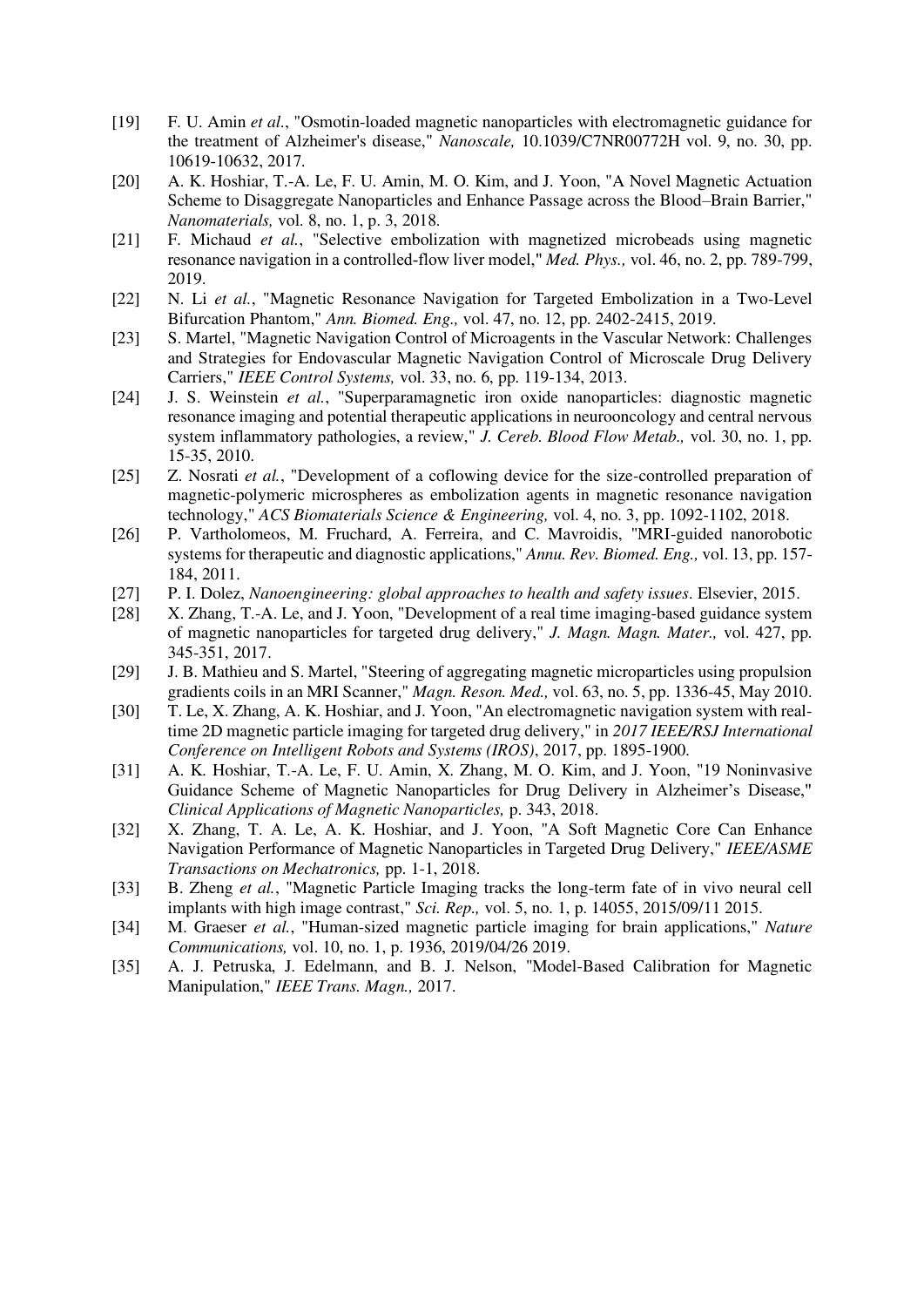[19] F. U. Amin *et al.*, "Osmotin-loaded magnetic nanoparticles with electromagnetic guidance for the treatment of Alzheimer's disease," *Nanoscale,* 10.1039/C7NR00772H vol. 9, no. 30, pp. 10619-10632, 2017.

[20] A. K. Hoshiar, T.-A. Le, F. U. Amin, M. O. Kim, and J. Yoon, "A Novel Magnetic Actuation Scheme to Disaggregate Nanoparticles and Enhance Passage across the Blood–Brain Barrier," *Nanomaterials,* vol. 8, no. 1, p. 3, 2018.

[21] F. Michaud *et al.*, "Selective embolization with magnetized microbeads using magnetic resonance navigation in a controlled-flow liver model," *Med. Phys.,* vol. 46, no. 2, pp. 789-799, 2019.

[22] N. Li *et al.*, "Magnetic Resonance Navigation for Targeted Embolization in a Two-Level Bifurcation Phantom," *Ann. Biomed. Eng.,* vol. 47, no. 12, pp. 2402-2415, 2019.

[23] S. Martel, "Magnetic Navigation Control of Microagents in the Vascular Network: Challenges and Strategies for Endovascular Magnetic Navigation Control of Microscale Drug Delivery Carriers," *IEEE Control Systems,* vol. 33, no. 6, pp. 119-134, 2013.

[24] J. S. Weinstein *et al.*, "Superparamagnetic iron oxide nanoparticles: diagnostic magnetic resonance imaging and potential therapeutic applications in neurooncology and central nervous system inflammatory pathologies, a review," *J. Cereb. Blood Flow Metab.,* vol. 30, no. 1, pp. 15-35, 2010.

[25] Z. Nosrati *et al.*, "Development of a coflowing device for the size-controlled preparation of magnetic-polymeric microspheres as embolization agents in magnetic resonance navigation technology," *ACS Biomaterials Science & Engineering,* vol. 4, no. 3, pp. 1092-1102, 2018.

[26] P. Vartholomeos, M. Fruchard, A. Ferreira, and C. Mavroidis, "MRI-guided nanorobotic systems for therapeutic and diagnostic applications," *Annu. Rev. Biomed. Eng.,* vol. 13, pp. 157-184, 2011.

[27] P. I. Dolez, *Nanoengineering: global approaches to health and safety issues*. Elsevier, 2015.

[28] X. Zhang, T.-A. Le, and J. Yoon, "Development of a real time imaging-based guidance system of magnetic nanoparticles for targeted drug delivery," *J. Magn. Magn. Mater.,* vol. 427, pp. 345-351, 2017.

[29] J. B. Mathieu and S. Martel, "Steering of aggregating magnetic microparticles using propulsion gradients coils in an MRI Scanner," *Magn. Reson. Med.,* vol. 63, no. 5, pp. 1336-45, May 2010.

[30] T. Le, X. Zhang, A. K. Hoshiar, and J. Yoon, "An electromagnetic navigation system with real-time 2D magnetic particle imaging for targeted drug delivery," in *2017 IEEE/RSJ International Conference on Intelligent Robots and Systems (IROS)*, 2017, pp. 1895-1900.

[31] A. K. Hoshiar, T.-A. Le, F. U. Amin, X. Zhang, M. O. Kim, and J. Yoon, "19 Noninvasive Guidance Scheme of Magnetic Nanoparticles for Drug Delivery in Alzheimer's Disease," *Clinical Applications of Magnetic Nanoparticles,* p. 343, 2018.

[32] X. Zhang, T. A. Le, A. K. Hoshiar, and J. Yoon, "A Soft Magnetic Core Can Enhance Navigation Performance of Magnetic Nanoparticles in Targeted Drug Delivery," *IEEE/ASME Transactions on Mechatronics,* pp. 1-1, 2018.

[33] B. Zheng *et al.*, "Magnetic Particle Imaging tracks the long-term fate of in vivo neural cell implants with high image contrast," *Sci. Rep.,* vol. 5, no. 1, p. 14055, 2015/09/11 2015.

[34] M. Graeser *et al.*, "Human-sized magnetic particle imaging for brain applications," *Nature Communications,* vol. 10, no. 1, p. 1936, 2019/04/26 2019.

[35] A. J. Petruska, J. Edelmann, and B. J. Nelson, "Model-Based Calibration for Magnetic Manipulation," *IEEE Trans. Magn.,* 2017.